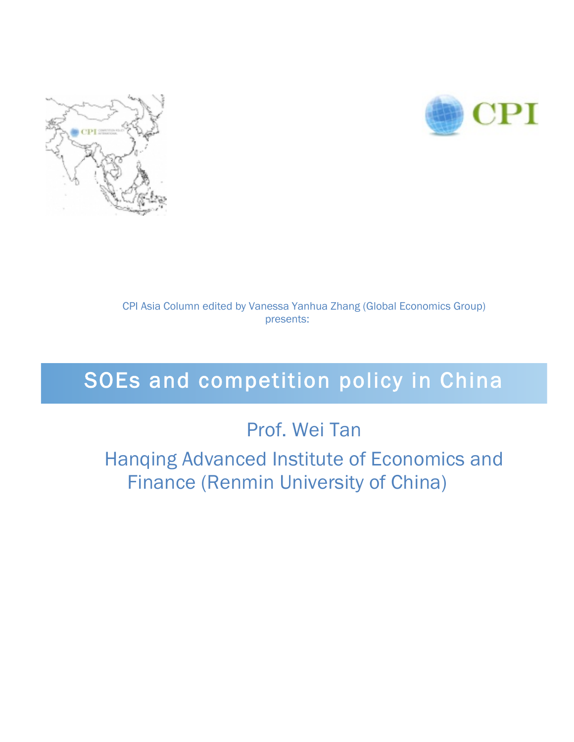CPI Asia Column edited by Vanessa Yanhua Zhang (Global Economics Group) presents:

# SOEs and competition policy in China

Prof. Wei Tan

Hanqing Advanced Institute of Economics and Finance (Renmin University of China)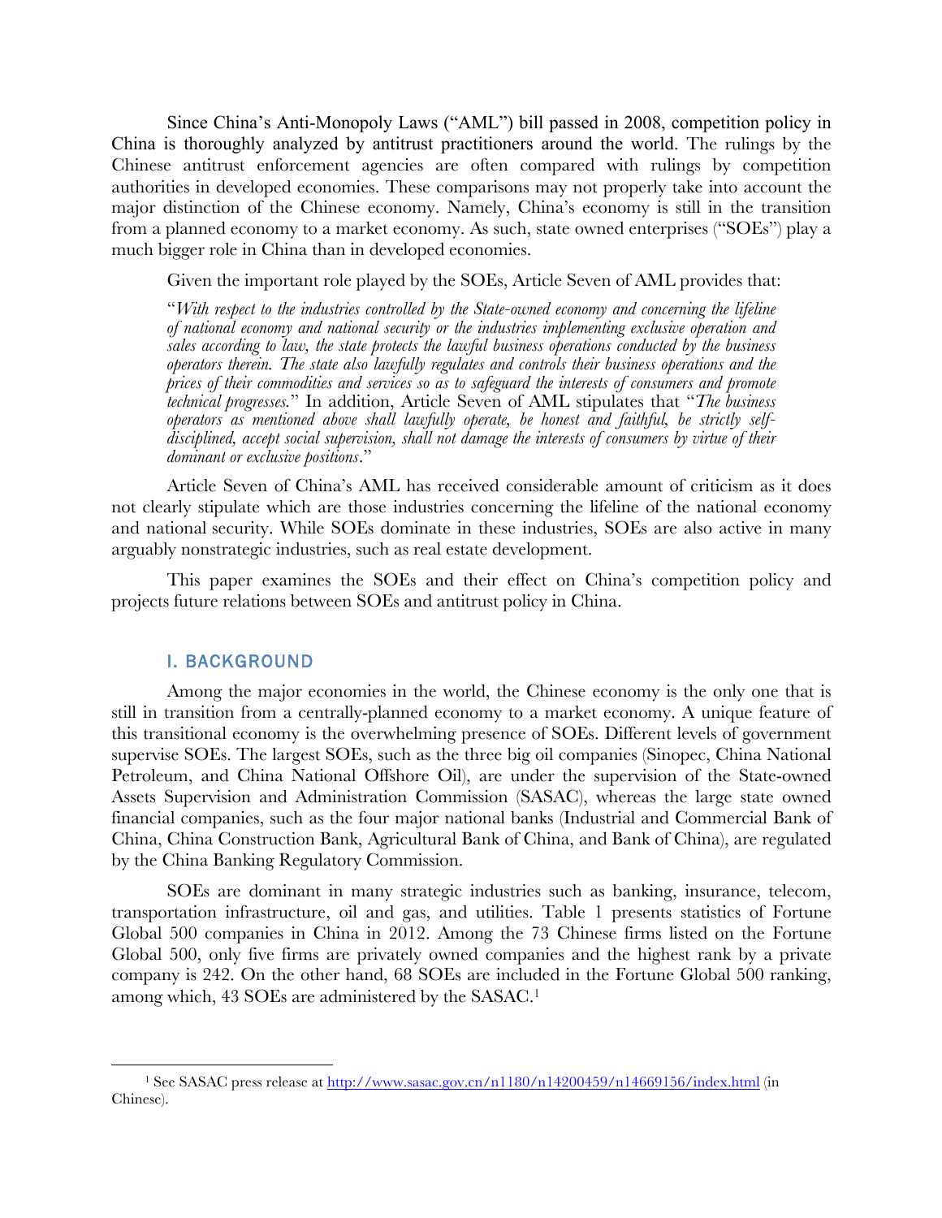Since China's Anti-Monopoly Laws ("AML") bill passed in 2008, competition policy in China is thoroughly analyzed by antitrust practitioners around the world. The rulings by the Chinese antitrust enforcement agencies are often compared with rulings by competition authorities in developed economies. These comparisons may not properly take into account the major distinction of the Chinese economy. Namely, China's economy is still in the transition from a planned economy to a market economy. As such, state owned enterprises ("SOEs") play a much bigger role in China than in developed economies.

Given the important role played by the SOEs, Article Seven of AML provides that:

> "*With respect to the industries controlled by the State-owned economy and concerning the lifeline of national economy and national security or the industries implementing exclusive operation and sales according to law, the state protects the lawful business operations conducted by the business operators therein. The state also lawfully regulates and controls their business operations and the prices of their commodities and services so as to safeguard the interests of consumers and promote technical progresses.*" In addition, Article Seven of AML stipulates that "*The business operators as mentioned above shall lawfully operate, be honest and faithful, be strictly self-disciplined, accept social supervision, shall not damage the interests of consumers by virtue of their dominant or exclusive positions*."

Article Seven of China's AML has received considerable amount of criticism as it does not clearly stipulate which are those industries concerning the lifeline of the national economy and national security. While SOEs dominate in these industries, SOEs are also active in many arguably nonstrategic industries, such as real estate development.

This paper examines the SOEs and their effect on China's competition policy and projects future relations between SOEs and antitrust policy in China.

## I. BACKGROUND

Among the major economies in the world, the Chinese economy is the only one that is still in transition from a centrally-planned economy to a market economy. A unique feature of this transitional economy is the overwhelming presence of SOEs. Different levels of government supervise SOEs. The largest SOEs, such as the three big oil companies (Sinopec, China National Petroleum, and China National Offshore Oil), are under the supervision of the State-owned Assets Supervision and Administration Commission (SASAC), whereas the large state owned financial companies, such as the four major national banks (Industrial and Commercial Bank of China, China Construction Bank, Agricultural Bank of China, and Bank of China), are regulated by the China Banking Regulatory Commission.

SOEs are dominant in many strategic industries such as banking, insurance, telecom, transportation infrastructure, oil and gas, and utilities. Table 1 presents statistics of Fortune Global 500 companies in China in 2012. Among the 73 Chinese firms listed on the Fortune Global 500, only five firms are privately owned companies and the highest rank by a private company is 242. On the other hand, 68 SOEs are included in the Fortune Global 500 ranking, among which, 43 SOEs are administered by the SASAC.[1]

---

[1] See SASAC press release at http://www.sasac.gov.cn/n1180/n14200459/n14669156/index.html (in Chinese).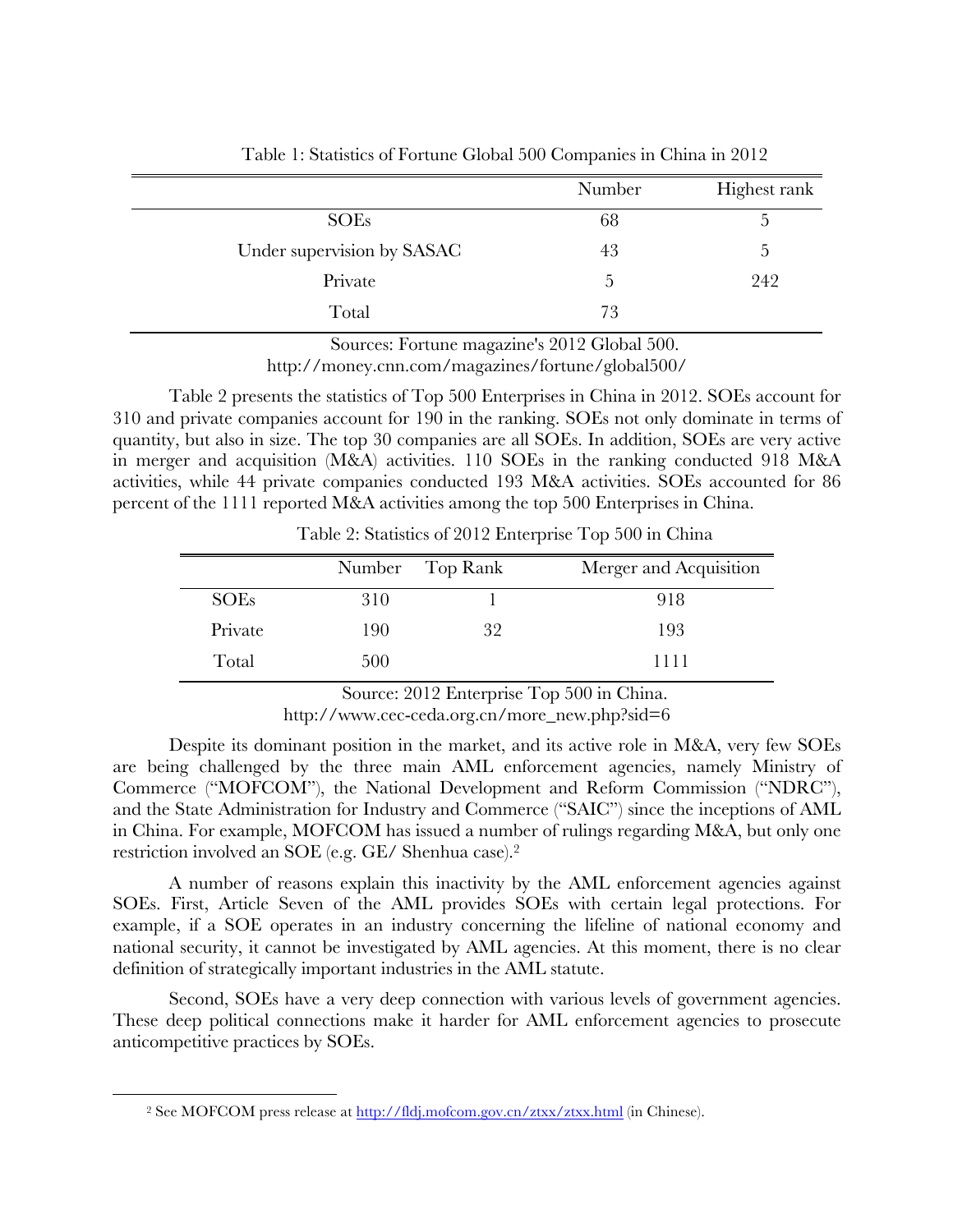Table 1: Statistics of Fortune Global 500 Companies in China in 2012

| | Number | Highest rank |
|---|---|---|
| SOEs | 68 | 5 |
| Under supervision by SASAC | 43 | 5 |
| Private | 5 | 242 |
| Total | 73 | |

Sources: Fortune magazine's 2012 Global 500. http://money.cnn.com/magazines/fortune/global500/

Table 2 presents the statistics of Top 500 Enterprises in China in 2012. SOEs account for 310 and private companies account for 190 in the ranking. SOEs not only dominate in terms of quantity, but also in size. The top 30 companies are all SOEs. In addition, SOEs are very active in merger and acquisition (M&A) activities. 110 SOEs in the ranking conducted 918 M&A activities, while 44 private companies conducted 193 M&A activities. SOEs accounted for 86 percent of the 1111 reported M&A activities among the top 500 Enterprises in China.

Table 2: Statistics of 2012 Enterprise Top 500 in China

| | Number | Top Rank | Merger and Acquisition |
|---|---|---|---|
| SOEs | 310 | 1 | 918 |
| Private | 190 | 32 | 193 |
| Total | 500 | | 1111 |

Source: 2012 Enterprise Top 500 in China. http://www.cec-ceda.org.cn/more_new.php?sid=6

Despite its dominant position in the market, and its active role in M&A, very few SOEs are being challenged by the three main AML enforcement agencies, namely Ministry of Commerce ("MOFCOM"), the National Development and Reform Commission ("NDRC"), and the State Administration for Industry and Commerce ("SAIC") since the inceptions of AML in China. For example, MOFCOM has issued a number of rulings regarding M&A, but only one restriction involved an SOE (e.g. GE/ Shenhua case).[2]

A number of reasons explain this inactivity by the AML enforcement agencies against SOEs. First, Article Seven of the AML provides SOEs with certain legal protections. For example, if a SOE operates in an industry concerning the lifeline of national economy and national security, it cannot be investigated by AML agencies. At this moment, there is no clear definition of strategically important industries in the AML statute.

Second, SOEs have a very deep connection with various levels of government agencies. These deep political connections make it harder for AML enforcement agencies to prosecute anticompetitive practices by SOEs.

[2] See MOFCOM press release at http://fldj.mofcom.gov.cn/ztxx/ztxx.html (in Chinese).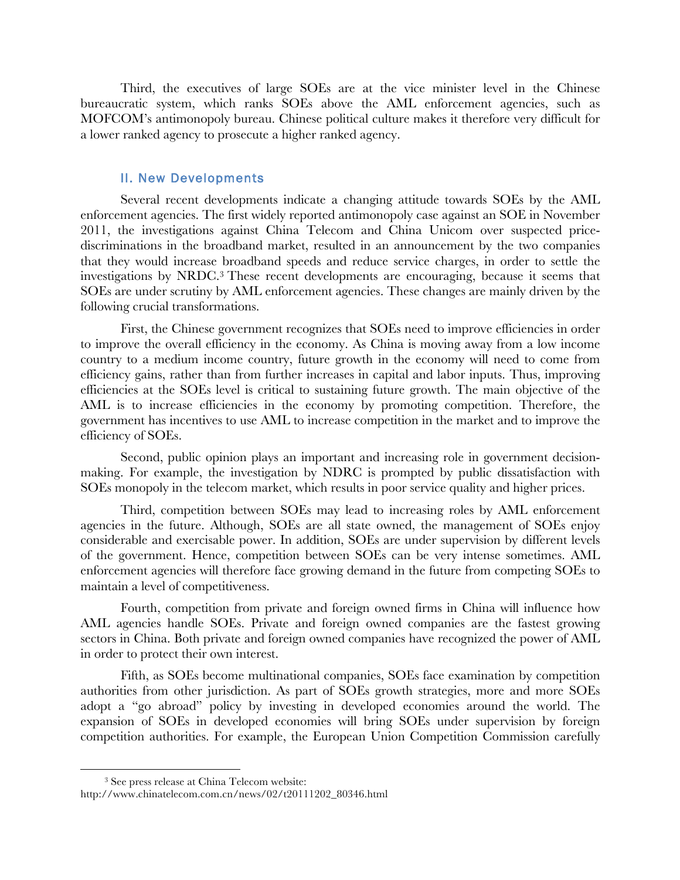Third, the executives of large SOEs are at the vice minister level in the Chinese bureaucratic system, which ranks SOEs above the AML enforcement agencies, such as MOFCOM's antimonopoly bureau. Chinese political culture makes it therefore very difficult for a lower ranked agency to prosecute a higher ranked agency.

## II. New Developments

Several recent developments indicate a changing attitude towards SOEs by the AML enforcement agencies. The first widely reported antimonopoly case against an SOE in November 2011, the investigations against China Telecom and China Unicom over suspected price-discriminations in the broadband market, resulted in an announcement by the two companies that they would increase broadband speeds and reduce service charges, in order to settle the investigations by NRDC.[3] These recent developments are encouraging, because it seems that SOEs are under scrutiny by AML enforcement agencies. These changes are mainly driven by the following crucial transformations.

First, the Chinese government recognizes that SOEs need to improve efficiencies in order to improve the overall efficiency in the economy. As China is moving away from a low income country to a medium income country, future growth in the economy will need to come from efficiency gains, rather than from further increases in capital and labor inputs. Thus, improving efficiencies at the SOEs level is critical to sustaining future growth. The main objective of the AML is to increase efficiencies in the economy by promoting competition. Therefore, the government has incentives to use AML to increase competition in the market and to improve the efficiency of SOEs.

Second, public opinion plays an important and increasing role in government decision-making. For example, the investigation by NDRC is prompted by public dissatisfaction with SOEs monopoly in the telecom market, which results in poor service quality and higher prices.

Third, competition between SOEs may lead to increasing roles by AML enforcement agencies in the future. Although, SOEs are all state owned, the management of SOEs enjoy considerable and exercisable power. In addition, SOEs are under supervision by different levels of the government. Hence, competition between SOEs can be very intense sometimes. AML enforcement agencies will therefore face growing demand in the future from competing SOEs to maintain a level of competitiveness.

Fourth, competition from private and foreign owned firms in China will influence how AML agencies handle SOEs. Private and foreign owned companies are the fastest growing sectors in China. Both private and foreign owned companies have recognized the power of AML in order to protect their own interest.

Fifth, as SOEs become multinational companies, SOEs face examination by competition authorities from other jurisdiction. As part of SOEs growth strategies, more and more SOEs adopt a "go abroad" policy by investing in developed economies around the world. The expansion of SOEs in developed economies will bring SOEs under supervision by foreign competition authorities. For example, the European Union Competition Commission carefully

---

[3] See press release at China Telecom website: http://www.chinatelecom.com.cn/news/02/t20111202_80346.html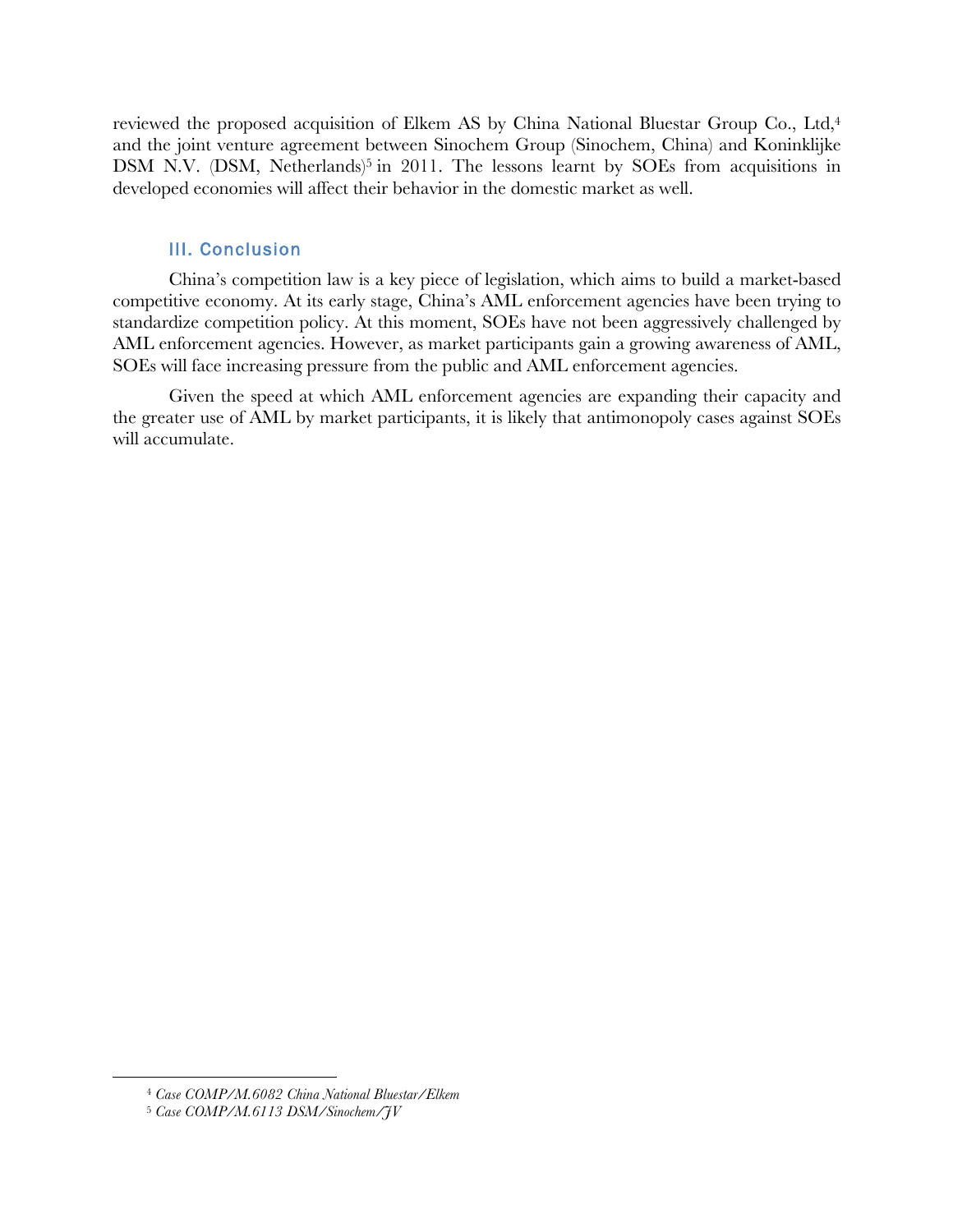reviewed the proposed acquisition of Elkem AS by China National Bluestar Group Co., Ltd,[4] and the joint venture agreement between Sinochem Group (Sinochem, China) and Koninklijke DSM N.V. (DSM, Netherlands)[5] in 2011. The lessons learnt by SOEs from acquisitions in developed economies will affect their behavior in the domestic market as well.

## III. Conclusion

China's competition law is a key piece of legislation, which aims to build a market-based competitive economy. At its early stage, China's AML enforcement agencies have been trying to standardize competition policy. At this moment, SOEs have not been aggressively challenged by AML enforcement agencies. However, as market participants gain a growing awareness of AML, SOEs will face increasing pressure from the public and AML enforcement agencies.

Given the speed at which AML enforcement agencies are expanding their capacity and the greater use of AML by market participants, it is likely that antimonopoly cases against SOEs will accumulate.

---

[4] *Case COMP/M.6082 China National Bluestar/Elkem*

[5] *Case COMP/M.6113 DSM/Sinochem/JV*